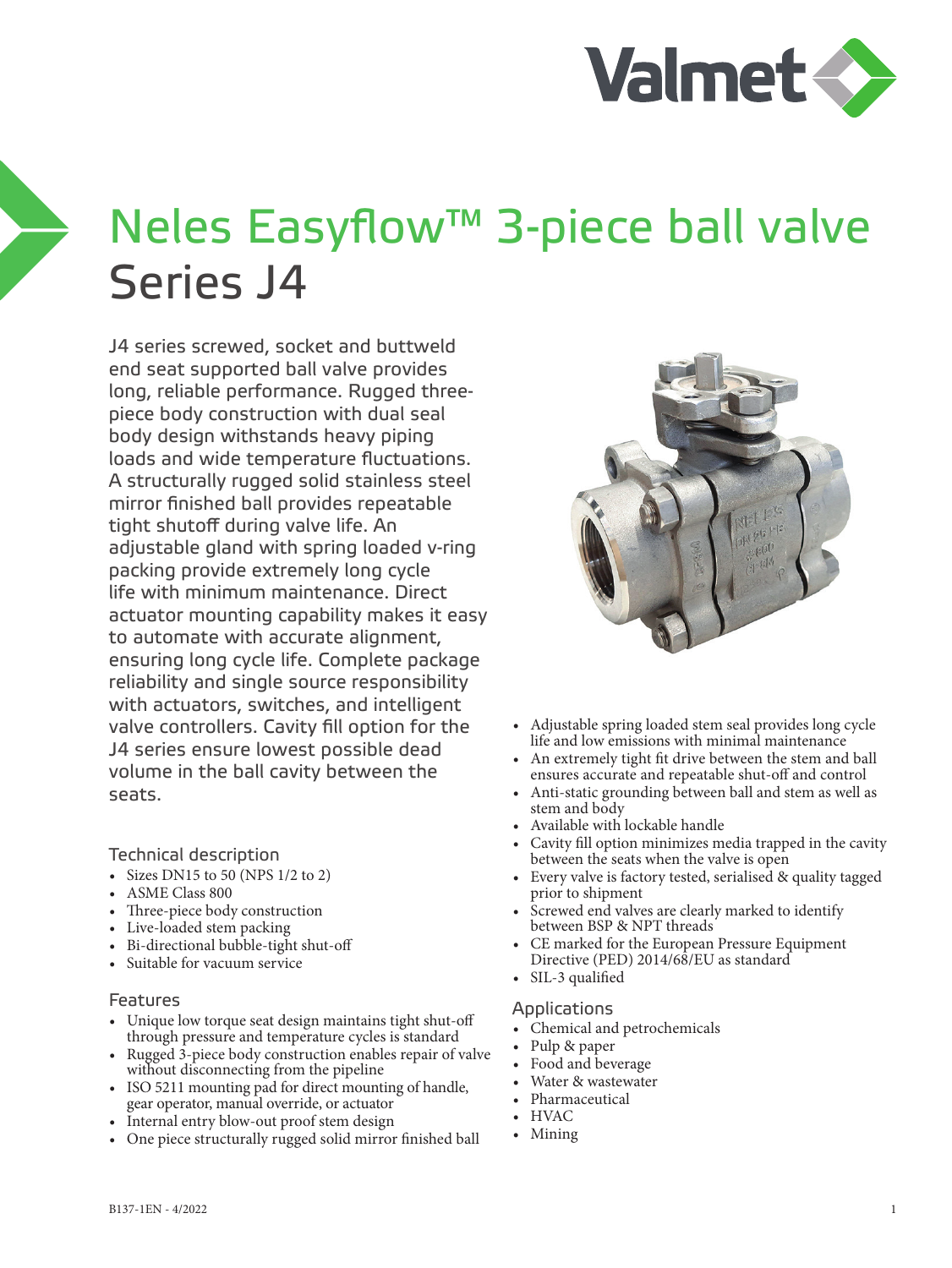# Neles Easyflow™ 3-piece ball valve
# Series J4

J4 series screwed, socket and buttweld end seat supported ball valve provides long, reliable performance. Rugged three-piece body construction with dual seal body design withstands heavy piping loads and wide temperature fluctuations. A structurally rugged solid stainless steel mirror finished ball provides repeatable tight shutoff during valve life. An adjustable gland with spring loaded v-ring packing provide extremely long cycle life with minimum maintenance. Direct actuator mounting capability makes it easy to automate with accurate alignment, ensuring long cycle life. Complete package reliability and single source responsibility with actuators, switches, and intelligent valve controllers. Cavity fill option for the J4 series ensure lowest possible dead volume in the ball cavity between the seats.

## Technical description

- Sizes DN15 to 50 (NPS 1/2 to 2)
- ASME Class 800
- Three-piece body construction
- Live-loaded stem packing
- Bi-directional bubble-tight shut-off
- Suitable for vacuum service

## Features

- Unique low torque seat design maintains tight shut-off through pressure and temperature cycles is standard
- Rugged 3-piece body construction enables repair of valve without disconnecting from the pipeline
- ISO 5211 mounting pad for direct mounting of handle, gear operator, manual override, or actuator
- Internal entry blow-out proof stem design
- One piece structurally rugged solid mirror finished ball
- Adjustable spring loaded stem seal provides long cycle life and low emissions with minimal maintenance
- An extremely tight fit drive between the stem and ball ensures accurate and repeatable shut-off and control
- Anti-static grounding between ball and stem as well as stem and body
- Available with lockable handle
- Cavity fill option minimizes media trapped in the cavity between the seats when the valve is open
- Every valve is factory tested, serialised & quality tagged prior to shipment
- Screwed end valves are clearly marked to identify between BSP & NPT threads
- CE marked for the European Pressure Equipment Directive (PED) 2014/68/EU as standard
- SIL-3 qualified

## Applications

- Chemical and petrochemicals
- Pulp & paper
- Food and beverage
- Water & wastewater
- Pharmaceutical
- HVAC
- Mining

B137-1EN - 4/2022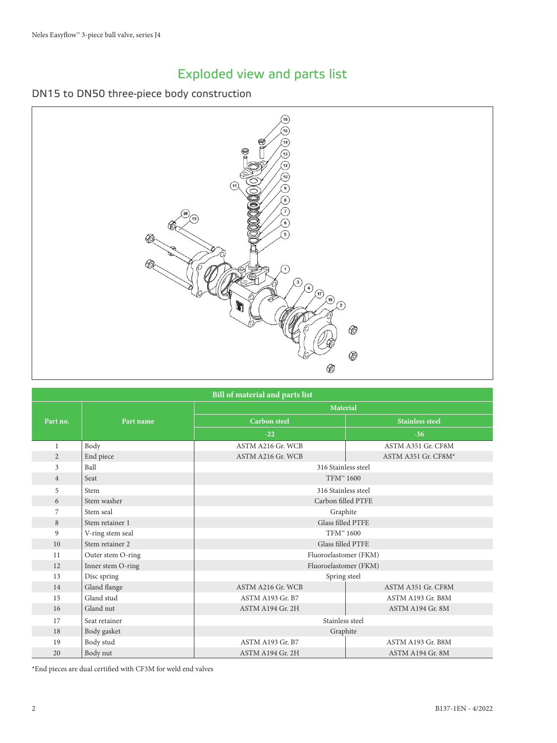# Exploded view and parts list

## DN15 to DN50 three-piece body construction

| Part no. | Part name | Material | |
|---|---|---|---|
| | | Carbon steel | Stainless steel |
| | | -22 | -36 |
| 1 | Body | ASTM A216 Gr. WCB | ASTM A351 Gr. CF8M |
| 2 | End piece | ASTM A216 Gr. WCB | ASTM A351 Gr. CF8M* |
| 3 | Ball | 316 Stainless steel | |
| 4 | Seat | TFM™ 1600 | |
| 5 | Stem | 316 Stainless steel | |
| 6 | Stem washer | Carbon filled PTFE | |
| 7 | Stem seal | Graphite | |
| 8 | Stem retainer 1 | Glass filled PTFE | |
| 9 | V-ring stem seal | TFM™ 1600 | |
| 10 | Stem retainer 2 | Glass filled PTFE | |
| 11 | Outer stem O-ring | Fluoroelastomer (FKM) | |
| 12 | Inner stem O-ring | Fluoroelastomer (FKM) | |
| 13 | Disc spring | Spring steel | |
| 14 | Gland flange | ASTM A216 Gr. WCB | ASTM A351 Gr. CF8M |
| 15 | Gland stud | ASTM A193 Gr. B7 | ASTM A193 Gr. B8M |
| 16 | Gland nut | ASTM A194 Gr. 2H | ASTM A194 Gr. 8M |
| 17 | Seat retainer | Stainless steel | |
| 18 | Body gasket | Graphite | |
| 19 | Body stud | ASTM A193 Gr. B7 | ASTM A193 Gr. B8M |
| 20 | Body nut | ASTM A194 Gr. 2H | ASTM A194 Gr. 8M |

*End pieces are dual certified with CF3M for weld end valves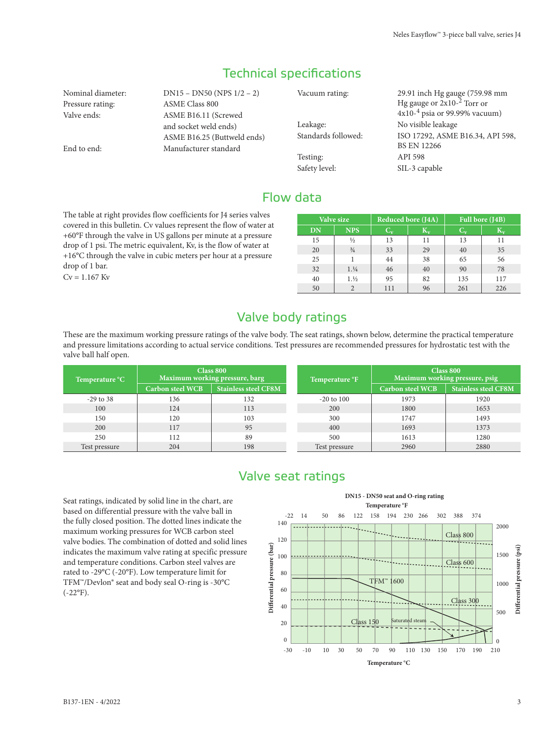## Technical specifications

| | |
|---|---|
| Nominal diameter: | DN15 – DN50 (NPS 1/2 – 2) |
| Pressure rating: | ASME Class 800 |
| Valve ends: | ASME B16.11 (Screwed and socket weld ends) ASME B16.25 (Buttweld ends) |
| End to end: | Manufacturer standard |
| Vacuum rating: | 29.91 inch Hg gauge (759.98 mm Hg gauge or $2x10^{-2}$ Torr or $4x10^{-4}$ psia or 99.99% vacuum) |
| Leakage: | No visible leakage |
| Standards followed: | ISO 17292, ASME B16.34, API 598, BS EN 12266 |
| Testing: | API 598 |
| Safety level: | SIL-3 capable |

## Flow data

The table at right provides flow coefficients for J4 series valves covered in this bulletin. Cv values represent the flow of water at +60°F through the valve in US gallons per minute at a pressure drop of 1 psi. The metric equivalent, Kv, is the flow of water at +16°C through the valve in cubic meters per hour at a pressure drop of 1 bar.

Cv = 1.167 Kv

| Valve size | | Reduced bore (J4A) | | Full bore (J4B) | |
|---|---|---|---|---|---|
| DN | NPS | $C_v$ | $K_v$ | $C_v$ | $K_v$ |
| 15 | ½ | 13 | 11 | 13 | 11 |
| 20 | ¾ | 33 | 29 | 40 | 35 |
| 25 | 1 | 44 | 38 | 65 | 56 |
| 32 | 1.¼ | 46 | 40 | 90 | 78 |
| 40 | 1.½ | 95 | 82 | 135 | 117 |
| 50 | 2 | 111 | 96 | 261 | 226 |

## Valve body ratings

These are the maximum working pressure ratings of the valve body. The seat ratings, shown below, determine the practical temperature and pressure limitations according to actual service conditions. Test pressures are recommended pressures for hydrostatic test with the valve ball half open.

| Temperature °C | Class 800 Maximum working pressure, barg | |
|---|---|---|
| | Carbon steel WCB | Stainless steel CF8M |
| -29 to 38 | 136 | 132 |
| 100 | 124 | 113 |
| 150 | 120 | 103 |
| 200 | 117 | 95 |
| 250 | 112 | 89 |
| Test pressure | 204 | 198 |

| Temperature °F | Class 800 Maximum working pressure, psig | |
|---|---|---|
| | Carbon steel WCB | Stainless steel CF8M |
| -20 to 100 | 1973 | 1920 |
| 200 | 1800 | 1653 |
| 300 | 1747 | 1493 |
| 400 | 1693 | 1373 |
| 500 | 1613 | 1280 |
| Test pressure | 2960 | 2880 |

## Valve seat ratings

Seat ratings, indicated by solid line in the chart, are based on differential pressure with the valve ball in the fully closed position. The dotted lines indicate the maximum working pressures for WCB carbon steel valve bodies. The combination of dotted and solid lines indicates the maximum valve rating at specific pressure and temperature conditions. Carbon steel valves are rated to -29°C (-20°F). Low temperature limit for TFM™/Devlon® seat and body seal O-ring is -30°C (-22°F).

**DN15 - DN50 seat and O-ring rating**

Temperature °F: -22, 14, 50, 86, 122, 158, 194, 230, 266, 302, 388, 374

Differential pressure (bar): 0, 20, 40, 60, 80, 100, 120, 140

Differential pressure (psi): 0, 500, 1000, 1500, 2000

Curves: Class 800, Class 600, TFM™ 1600, Class 300, Class 150, Saturated steam

Temperature °C: -30, -10, 10, 30, 50, 70, 90, 110, 130, 150, 170, 190, 210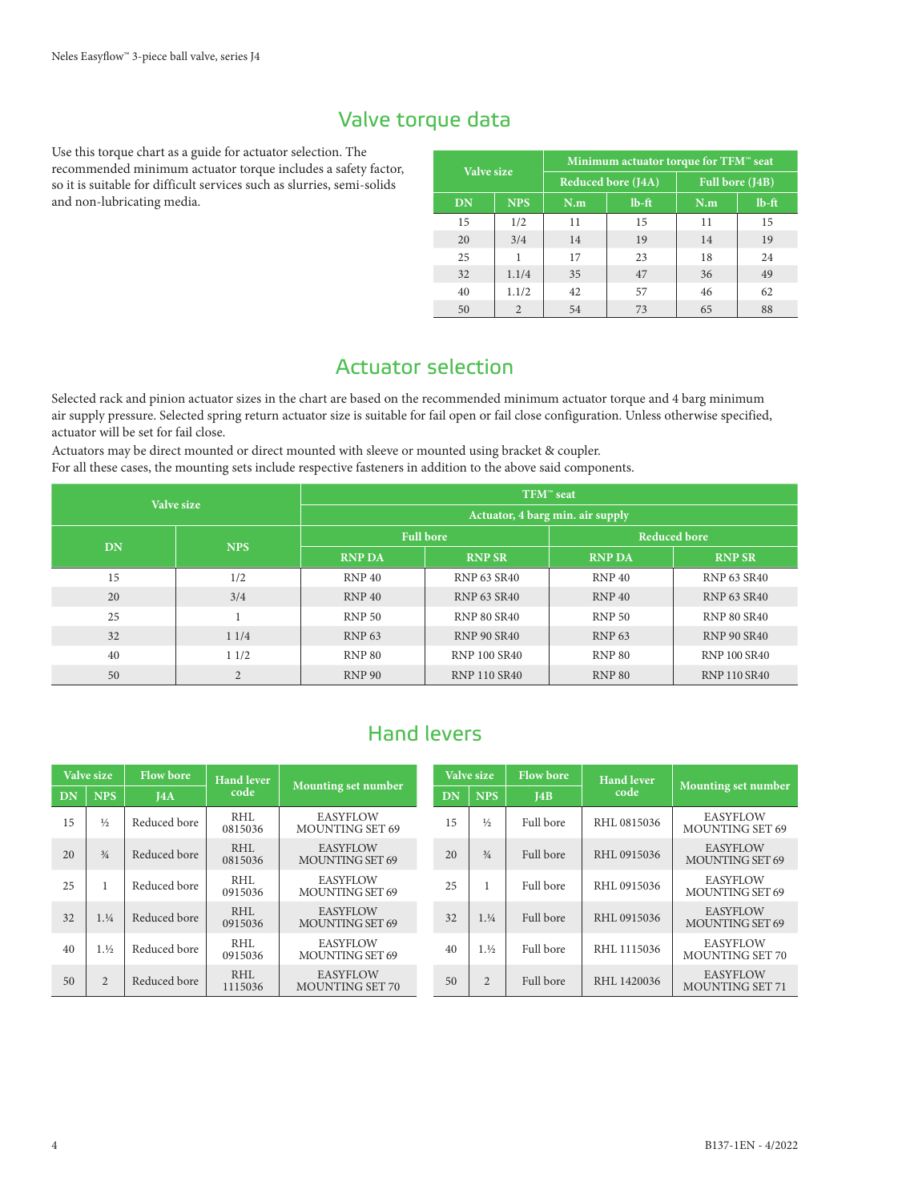## Valve torque data

Use this torque chart as a guide for actuator selection. The recommended minimum actuator torque includes a safety factor, so it is suitable for difficult services such as slurries, semi-solids and non-lubricating media.

| Valve size | | Minimum actuator torque for TFM™ seat | | | |
|---|---|---|---|---|---|
| | | Reduced bore (J4A) | | Full bore (J4B) | |
| DN | NPS | N.m | lb-ft | N.m | lb-ft |
| 15 | 1/2 | 11 | 15 | 11 | 15 |
| 20 | 3/4 | 14 | 19 | 14 | 19 |
| 25 | 1 | 17 | 23 | 18 | 24 |
| 32 | 1.1/4 | 35 | 47 | 36 | 49 |
| 40 | 1.1/2 | 42 | 57 | 46 | 62 |
| 50 | 2 | 54 | 73 | 65 | 88 |

## Actuator selection

Selected rack and pinion actuator sizes in the chart are based on the recommended minimum actuator torque and 4 barg minimum air supply pressure. Selected spring return actuator size is suitable for fail open or fail close configuration. Unless otherwise specified, actuator will be set for fail close.

Actuators may be direct mounted or direct mounted with sleeve or mounted using bracket & coupler.

For all these cases, the mounting sets include respective fasteners in addition to the above said components.

| Valve size | | TFM™ seat | | | |
|---|---|---|---|---|---|
| | | Actuator, 4 barg min. air supply | | | |
| | | Full bore | | Reduced bore | |
| DN | NPS | RNP DA | RNP SR | RNP DA | RNP SR |
| 15 | 1/2 | RNP 40 | RNP 63 SR40 | RNP 40 | RNP 63 SR40 |
| 20 | 3/4 | RNP 40 | RNP 63 SR40 | RNP 40 | RNP 63 SR40 |
| 25 | 1 | RNP 50 | RNP 80 SR40 | RNP 50 | RNP 80 SR40 |
| 32 | 1 1/4 | RNP 63 | RNP 90 SR40 | RNP 63 | RNP 90 SR40 |
| 40 | 1 1/2 | RNP 80 | RNP 100 SR40 | RNP 80 | RNP 100 SR40 |
| 50 | 2 | RNP 90 | RNP 110 SR40 | RNP 80 | RNP 110 SR40 |

## Hand levers

| Valve size | | Flow bore | Hand lever code | Mounting set number |
|---|---|---|---|---|
| DN | NPS | J4A | | |
| 15 | ½ | Reduced bore | RHL 0815036 | EASYFLOW MOUNTING SET 69 |
| 20 | ¾ | Reduced bore | RHL 0815036 | EASYFLOW MOUNTING SET 69 |
| 25 | 1 | Reduced bore | RHL 0915036 | EASYFLOW MOUNTING SET 69 |
| 32 | 1.¼ | Reduced bore | RHL 0915036 | EASYFLOW MOUNTING SET 69 |
| 40 | 1.½ | Reduced bore | RHL 0915036 | EASYFLOW MOUNTING SET 69 |
| 50 | 2 | Reduced bore | RHL 1115036 | EASYFLOW MOUNTING SET 70 |

| Valve size | | Flow bore | Hand lever code | Mounting set number |
|---|---|---|---|---|
| DN | NPS | J4B | | |
| 15 | ½ | Full bore | RHL 0815036 | EASYFLOW MOUNTING SET 69 |
| 20 | ¾ | Full bore | RHL 0915036 | EASYFLOW MOUNTING SET 69 |
| 25 | 1 | Full bore | RHL 0915036 | EASYFLOW MOUNTING SET 69 |
| 32 | 1.¼ | Full bore | RHL 0915036 | EASYFLOW MOUNTING SET 69 |
| 40 | 1.½ | Full bore | RHL 1115036 | EASYFLOW MOUNTING SET 70 |
| 50 | 2 | Full bore | RHL 1420036 | EASYFLOW MOUNTING SET 71 |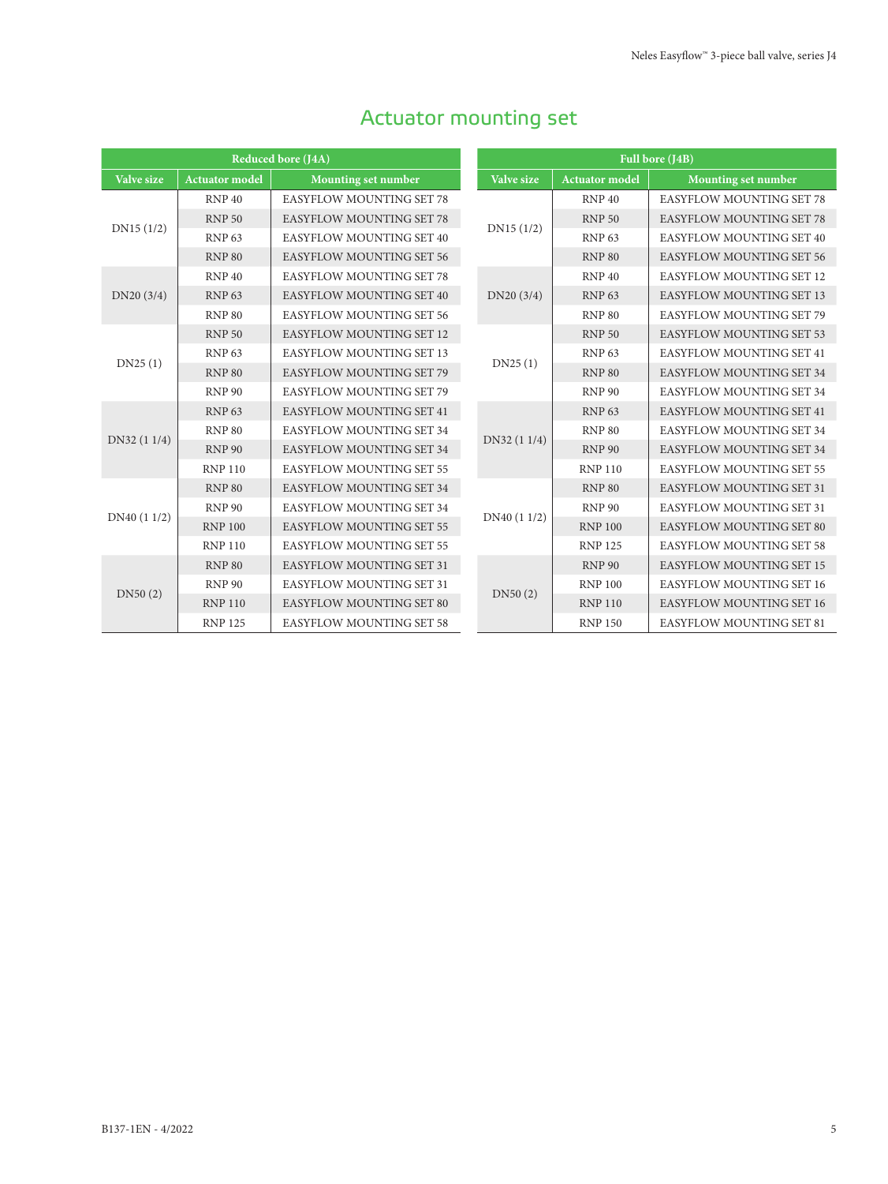# Actuator mounting set

| Reduced bore (J4A) | | |
|---|---|---|
| **Valve size** | **Actuator model** | **Mounting set number** |
| DN15 (1/2) | RNP 40 | EASYFLOW MOUNTING SET 78 |
| | RNP 50 | EASYFLOW MOUNTING SET 78 |
| | RNP 63 | EASYFLOW MOUNTING SET 40 |
| | RNP 80 | EASYFLOW MOUNTING SET 56 |
| DN20 (3/4) | RNP 40 | EASYFLOW MOUNTING SET 78 |
| | RNP 63 | EASYFLOW MOUNTING SET 40 |
| | RNP 80 | EASYFLOW MOUNTING SET 56 |
| DN25 (1) | RNP 50 | EASYFLOW MOUNTING SET 12 |
| | RNP 63 | EASYFLOW MOUNTING SET 13 |
| | RNP 80 | EASYFLOW MOUNTING SET 79 |
| | RNP 90 | EASYFLOW MOUNTING SET 79 |
| DN32 (1 1/4) | RNP 63 | EASYFLOW MOUNTING SET 41 |
| | RNP 80 | EASYFLOW MOUNTING SET 34 |
| | RNP 90 | EASYFLOW MOUNTING SET 34 |
| | RNP 110 | EASYFLOW MOUNTING SET 55 |
| DN40 (1 1/2) | RNP 80 | EASYFLOW MOUNTING SET 34 |
| | RNP 90 | EASYFLOW MOUNTING SET 34 |
| | RNP 100 | EASYFLOW MOUNTING SET 55 |
| | RNP 110 | EASYFLOW MOUNTING SET 55 |
| DN50 (2) | RNP 80 | EASYFLOW MOUNTING SET 31 |
| | RNP 90 | EASYFLOW MOUNTING SET 31 |
| | RNP 110 | EASYFLOW MOUNTING SET 80 |
| | RNP 125 | EASYFLOW MOUNTING SET 58 |

| Full bore (J4B) | | |
|---|---|---|
| **Valve size** | **Actuator model** | **Mounting set number** |
| DN15 (1/2) | RNP 40 | EASYFLOW MOUNTING SET 78 |
| | RNP 50 | EASYFLOW MOUNTING SET 78 |
| | RNP 63 | EASYFLOW MOUNTING SET 40 |
| | RNP 80 | EASYFLOW MOUNTING SET 56 |
| DN20 (3/4) | RNP 40 | EASYFLOW MOUNTING SET 12 |
| | RNP 63 | EASYFLOW MOUNTING SET 13 |
| | RNP 80 | EASYFLOW MOUNTING SET 79 |
| DN25 (1) | RNP 50 | EASYFLOW MOUNTING SET 53 |
| | RNP 63 | EASYFLOW MOUNTING SET 41 |
| | RNP 80 | EASYFLOW MOUNTING SET 34 |
| | RNP 90 | EASYFLOW MOUNTING SET 34 |
| DN32 (1 1/4) | RNP 63 | EASYFLOW MOUNTING SET 41 |
| | RNP 80 | EASYFLOW MOUNTING SET 34 |
| | RNP 90 | EASYFLOW MOUNTING SET 34 |
| | RNP 110 | EASYFLOW MOUNTING SET 55 |
| DN40 (1 1/2) | RNP 80 | EASYFLOW MOUNTING SET 31 |
| | RNP 90 | EASYFLOW MOUNTING SET 31 |
| | RNP 100 | EASYFLOW MOUNTING SET 80 |
| | RNP 125 | EASYFLOW MOUNTING SET 58 |
| DN50 (2) | RNP 90 | EASYFLOW MOUNTING SET 15 |
| | RNP 100 | EASYFLOW MOUNTING SET 16 |
| | RNP 110 | EASYFLOW MOUNTING SET 16 |
| | RNP 150 | EASYFLOW MOUNTING SET 81 |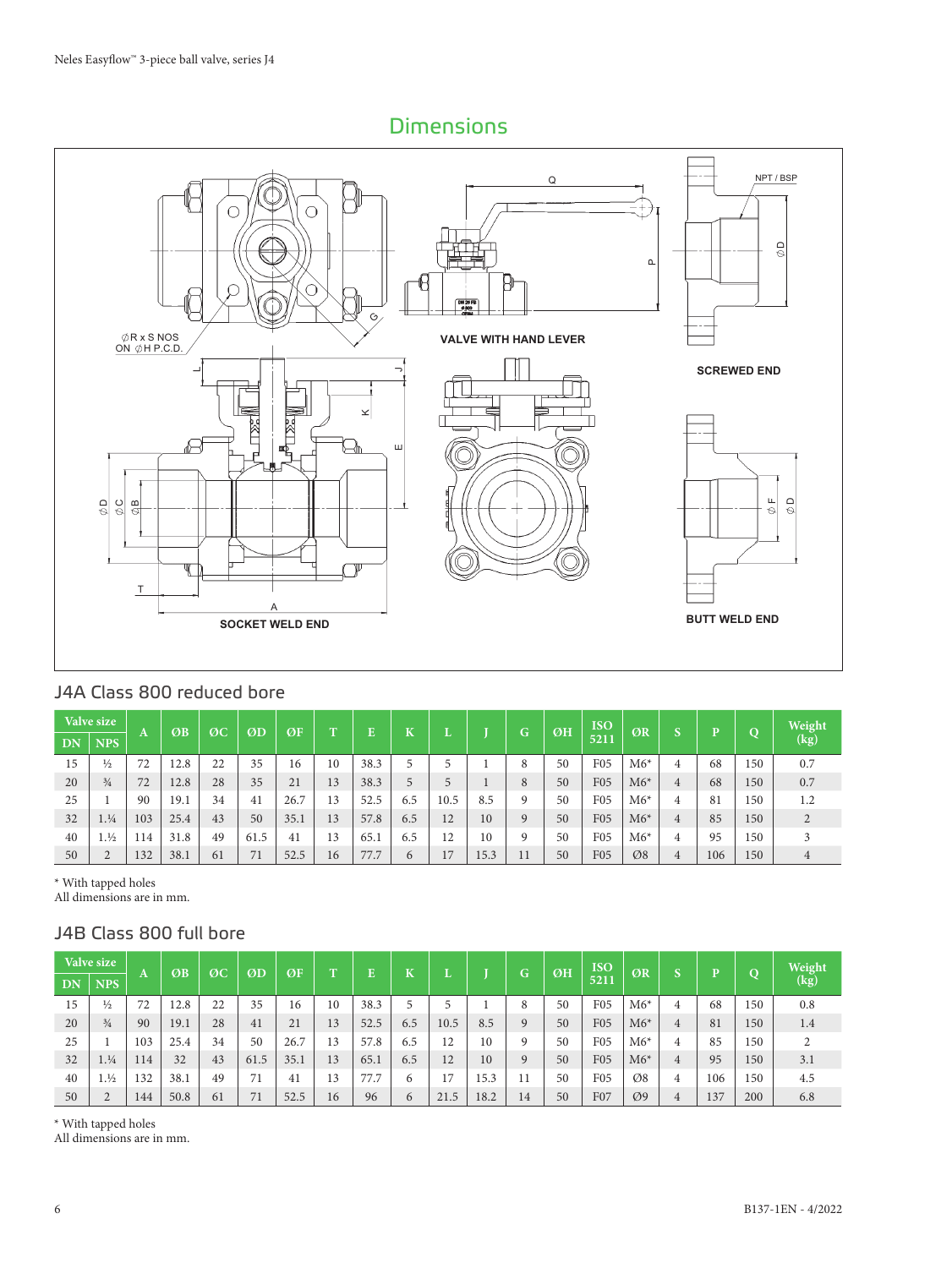## Dimensions

### J4A Class 800 reduced bore

| Valve size | | A | ØB | ØC | ØD | ØF | T | E | K | L | J | G | ØH | ISO 5211 | ØR | S | P | Q | Weight (kg) |
|---|---|---|---|---|---|---|---|---|---|---|---|---|---|---|---|---|---|---|---|
| DN | NPS | | | | | | | | | | | | | | | | | | |
| 15 | ½ | 72 | 12.8 | 22 | 35 | 16 | 10 | 38.3 | 5 | 5 | 1 | 8 | 50 | F05 | M6* | 4 | 68 | 150 | 0.7 |
| 20 | ¾ | 72 | 12.8 | 28 | 35 | 21 | 13 | 38.3 | 5 | 5 | 1 | 8 | 50 | F05 | M6* | 4 | 68 | 150 | 0.7 |
| 25 | 1 | 90 | 19.1 | 34 | 41 | 26.7 | 13 | 52.5 | 6.5 | 10.5 | 8.5 | 9 | 50 | F05 | M6* | 4 | 81 | 150 | 1.2 |
| 32 | 1.¼ | 103 | 25.4 | 43 | 50 | 35.1 | 13 | 57.8 | 6.5 | 12 | 10 | 9 | 50 | F05 | M6* | 4 | 85 | 150 | 2 |
| 40 | 1.½ | 114 | 31.8 | 49 | 61.5 | 41 | 13 | 65.1 | 6.5 | 12 | 10 | 9 | 50 | F05 | M6* | 4 | 95 | 150 | 3 |
| 50 | 2 | 132 | 38.1 | 61 | 71 | 52.5 | 16 | 77.7 | 6 | 17 | 15.3 | 11 | 50 | F05 | Ø8 | 4 | 106 | 150 | 4 |

\* With tapped holes
All dimensions are in mm.

### J4B Class 800 full bore

| Valve size | | A | ØB | ØC | ØD | ØF | T | E | K | L | J | G | ØH | ISO 5211 | ØR | S | P | Q | Weight (kg) |
|---|---|---|---|---|---|---|---|---|---|---|---|---|---|---|---|---|---|---|---|
| DN | NPS | | | | | | | | | | | | | | | | | | |
| 15 | ½ | 72 | 12.8 | 22 | 35 | 16 | 10 | 38.3 | 5 | 5 | 1 | 8 | 50 | F05 | M6* | 4 | 68 | 150 | 0.8 |
| 20 | ¾ | 90 | 19.1 | 28 | 41 | 21 | 13 | 52.5 | 6.5 | 10.5 | 8.5 | 9 | 50 | F05 | M6* | 4 | 81 | 150 | 1.4 |
| 25 | 1 | 103 | 25.4 | 34 | 50 | 26.7 | 13 | 57.8 | 6.5 | 12 | 10 | 9 | 50 | F05 | M6* | 4 | 85 | 150 | 2 |
| 32 | 1.¼ | 114 | 32 | 43 | 61.5 | 35.1 | 13 | 65.1 | 6.5 | 12 | 10 | 9 | 50 | F05 | M6* | 4 | 95 | 150 | 3.1 |
| 40 | 1.½ | 132 | 38.1 | 49 | 71 | 41 | 13 | 77.7 | 6 | 17 | 15.3 | 11 | 50 | F05 | Ø8 | 4 | 106 | 150 | 4.5 |
| 50 | 2 | 144 | 50.8 | 61 | 71 | 52.5 | 16 | 96 | 6 | 21.5 | 18.2 | 14 | 50 | F07 | Ø9 | 4 | 137 | 200 | 6.8 |

\* With tapped holes
All dimensions are in mm.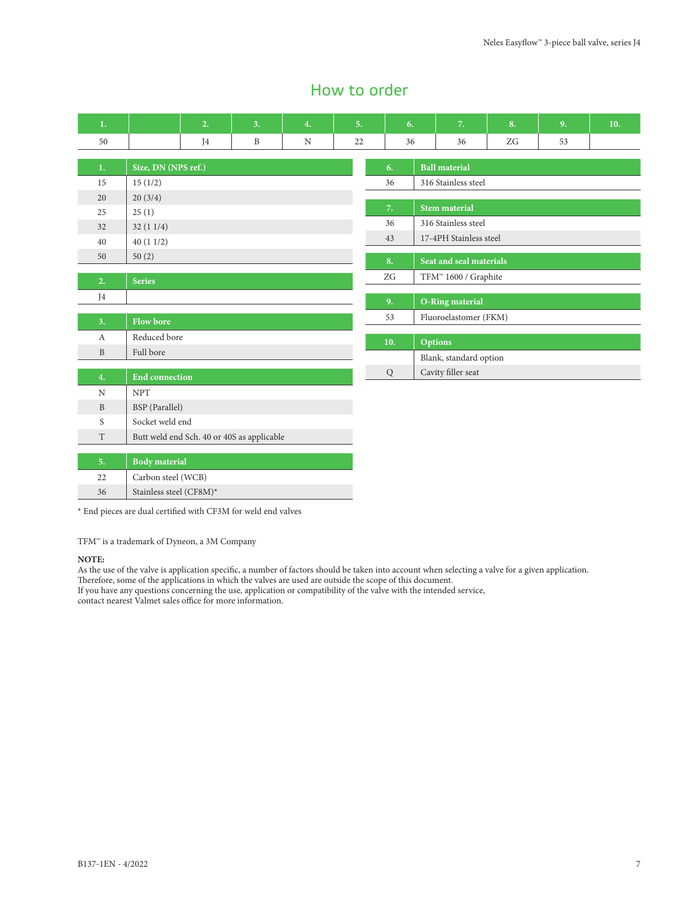# How to order

| 1. | | 2. | 3. | 4. | 5. | 6. | 7. | 8. | 9. | 10. |
|---|---|---|---|---|---|---|---|---|---|---|
| 50 | | J4 | B | N | 22 | 36 | 36 | ZG | 53 | |

| 1. | Size, DN (NPS ref.) |
|---|---|
| 15 | 15 (1/2) |
| 20 | 20 (3/4) |
| 25 | 25 (1) |
| 32 | 32 (1 1/4) |
| 40 | 40 (1 1/2) |
| 50 | 50 (2) |

| 2. | Series |
|---|---|
| J4 | |

| 3. | Flow bore |
|---|---|
| A | Reduced bore |
| B | Full bore |

| 4. | End connection |
|---|---|
| N | NPT |
| B | BSP (Parallel) |
| S | Socket weld end |
| T | Butt weld end Sch. 40 or 40S as applicable |

| 5. | Body material |
|---|---|
| 22 | Carbon steel (WCB) |
| 36 | Stainless steel (CF8M)* |

* End pieces are dual certified with CF3M for weld end valves

| 6. | Ball material |
|---|---|
| 36 | 316 Stainless steel |

| 7. | Stem material |
|---|---|
| 36 | 316 Stainless steel |
| 43 | 17-4PH Stainless steel |

| 8. | Seat and seal materials |
|---|---|
| ZG | TFM™ 1600 / Graphite |

| 9. | O-Ring material |
|---|---|
| 53 | Fluoroelastomer (FKM) |

| 10. | Options |
|---|---|
| | Blank, standard option |
| Q | Cavity filler seat |

TFM™ is a trademark of Dyneon, a 3M Company

**NOTE:**
As the use of the valve is application specific, a number of factors should be taken into account when selecting a valve for a given application. Therefore, some of the applications in which the valves are used are outside the scope of this document.
If you have any questions concerning the use, application or compatibility of the valve with the intended service, contact nearest Valmet sales office for more information.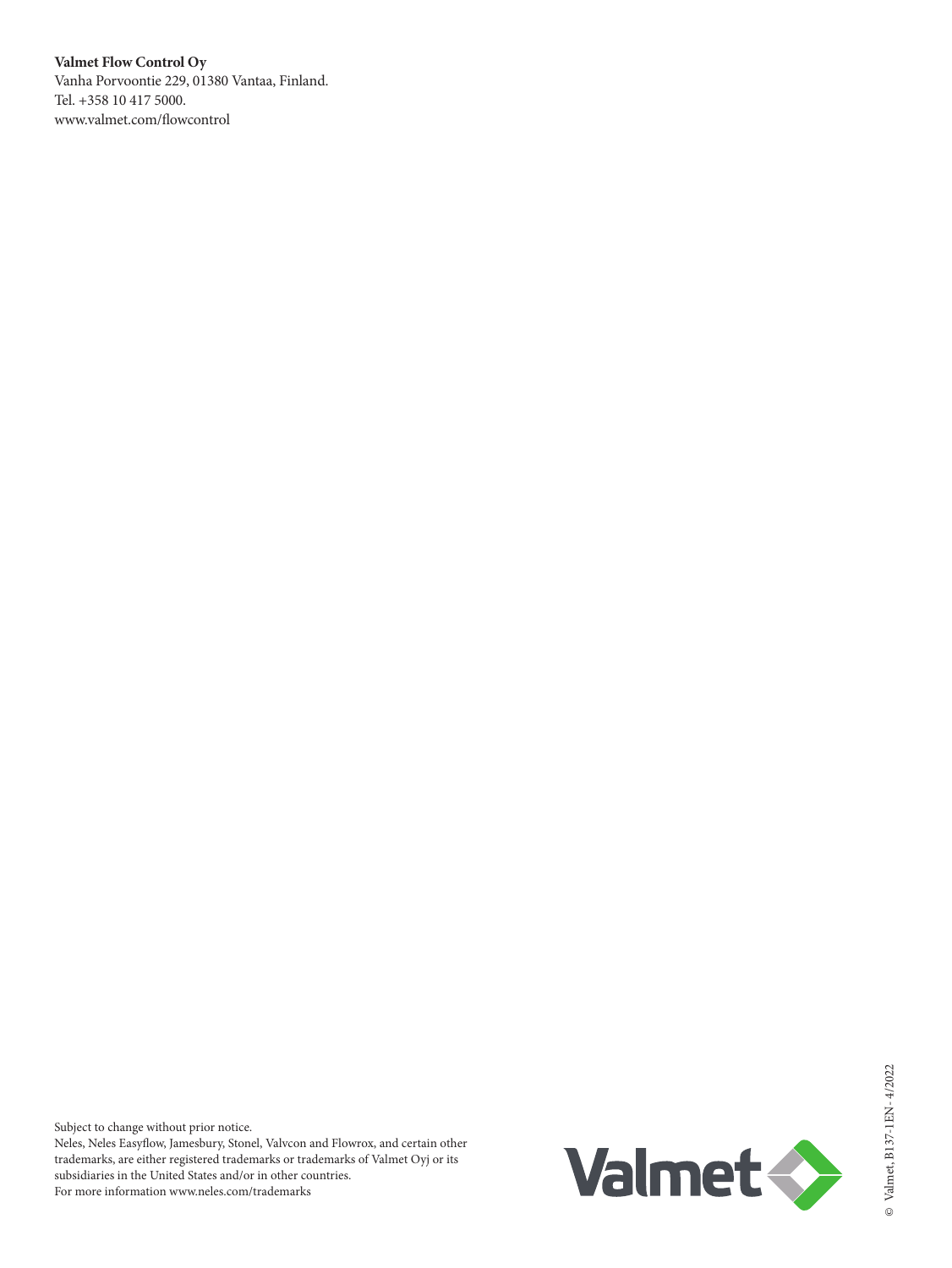**Valmet Flow Control Oy**
Vanha Porvoontie 229, 01380 Vantaa, Finland.
Tel. +358 10 417 5000.
www.valmet.com/flowcontrol

Subject to change without prior notice.
Neles, Neles Easyflow, Jamesbury, Stonel, Valvcon and Flowrox, and certain other trademarks, are either registered trademarks or trademarks of Valmet Oyj or its subsidiaries in the United States and/or in other countries.
For more information www.neles.com/trademarks

© Valmet, B137-1EN - 4/2022